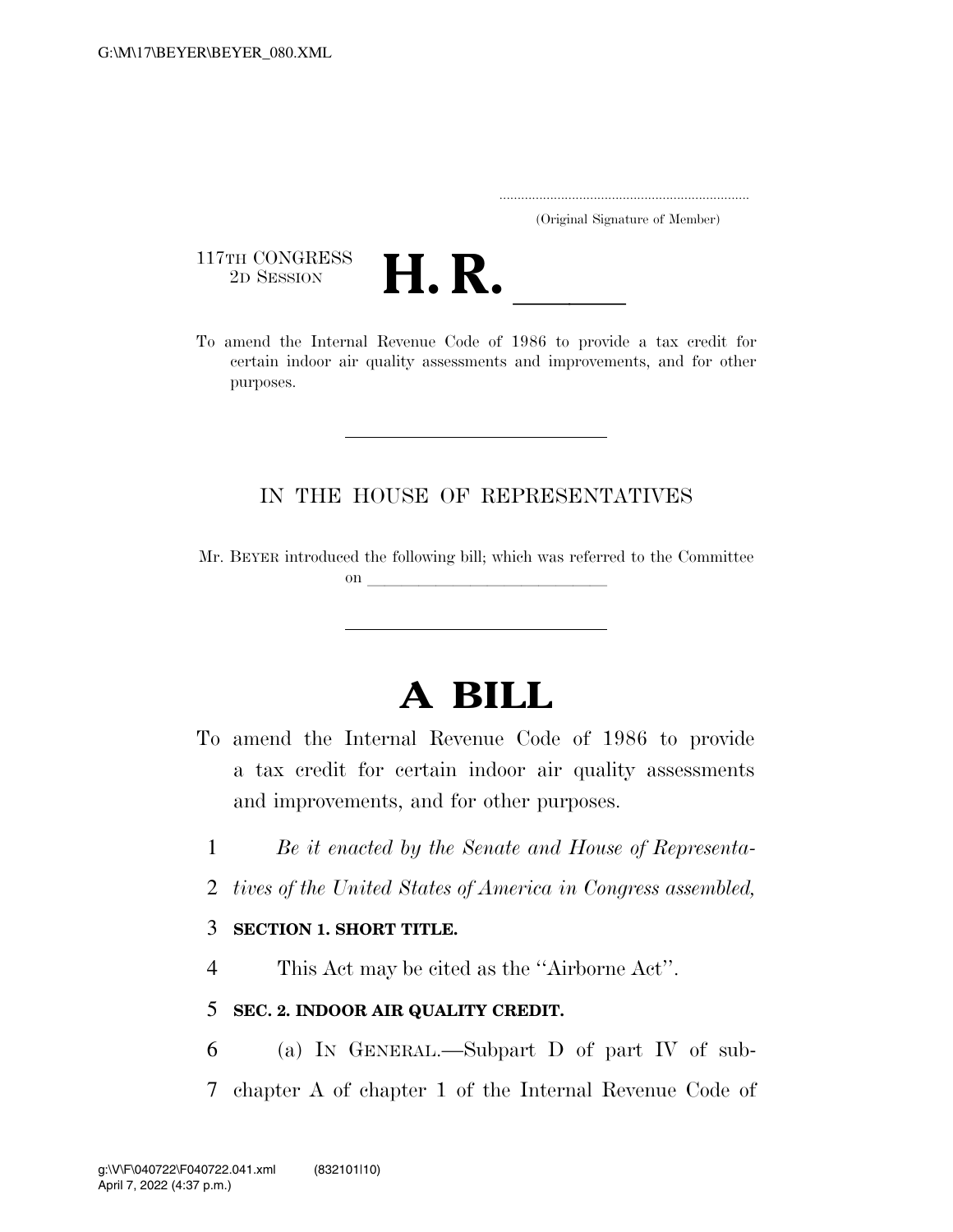(Original Signature of Member)

117TH CONGRESS
2D SESSION

# H. R. \_\_\_\_\_

To amend the Internal Revenue Code of 1986 to provide a tax credit for certain indoor air quality assessments and improvements, and for other purposes.

---

IN THE HOUSE OF REPRESENTATIVES

Mr. BEYER introduced the following bill; which was referred to the Committee on \_\_\_\_\_\_\_\_\_\_\_\_\_\_\_\_\_\_\_\_\_\_\_\_\_\_\_\_\_\_\_\_

---

# A BILL

To amend the Internal Revenue Code of 1986 to provide a tax credit for certain indoor air quality assessments and improvements, and for other purposes.

1 *Be it enacted by the Senate and House of Representa-*
2 *tives of the United States of America in Congress assembled,*

3 **SECTION 1. SHORT TITLE.**

4 This Act may be cited as the ''Airborne Act''.

5 **SEC. 2. INDOOR AIR QUALITY CREDIT.**

6 (a) IN GENERAL.—Subpart D of part IV of sub-
7 chapter A of chapter 1 of the Internal Revenue Code of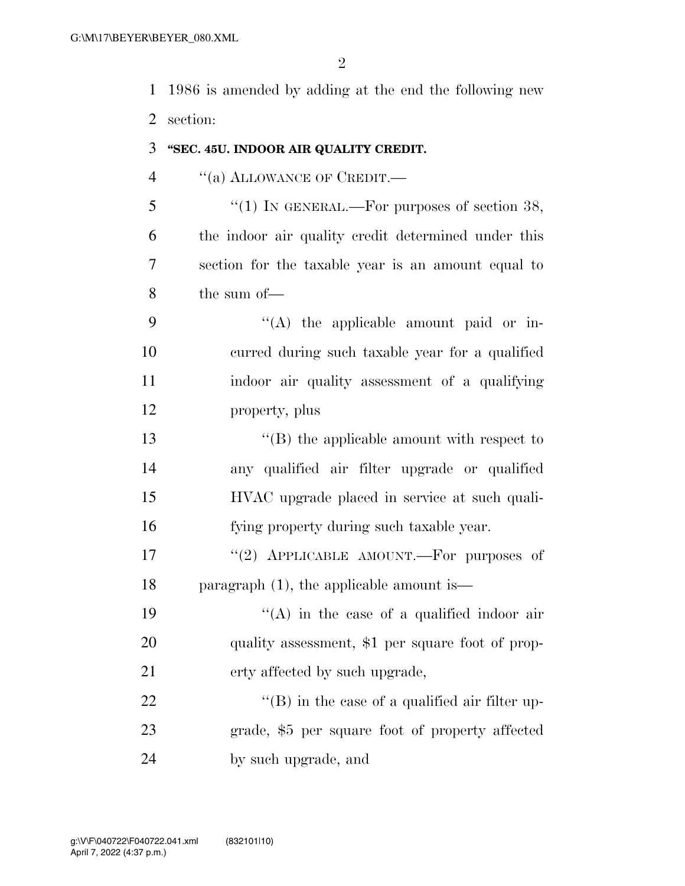1986 is amended by adding at the end the following new section:

**"SEC. 45U. INDOOR AIR QUALITY CREDIT.**

"(a) ALLOWANCE OF CREDIT.—

"(1) IN GENERAL.—For purposes of section 38, the indoor air quality credit determined under this section for the taxable year is an amount equal to the sum of—

"(A) the applicable amount paid or incurred during such taxable year for a qualified indoor air quality assessment of a qualifying property, plus

"(B) the applicable amount with respect to any qualified air filter upgrade or qualified HVAC upgrade placed in service at such qualifying property during such taxable year.

"(2) APPLICABLE AMOUNT.—For purposes of paragraph (1), the applicable amount is—

"(A) in the case of a qualified indoor air quality assessment, $1 per square foot of property affected by such upgrade,

"(B) in the case of a qualified air filter upgrade, $5 per square foot of property affected by such upgrade, and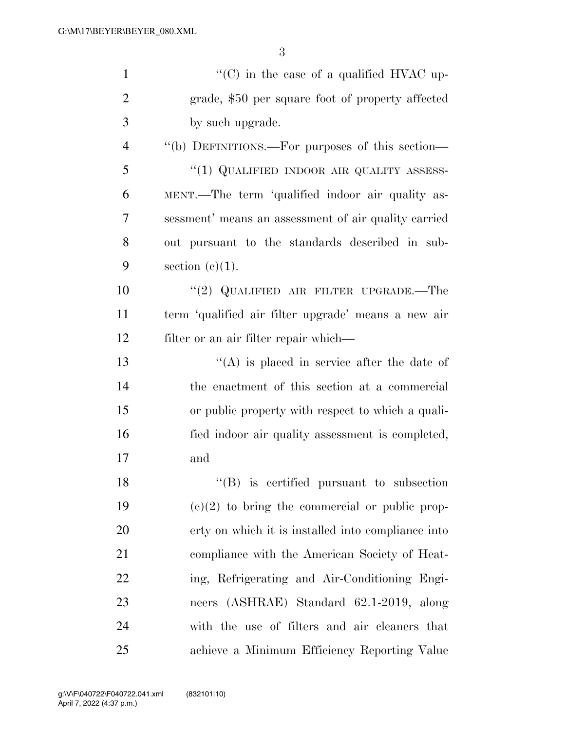"(C) in the case of a qualified HVAC upgrade, $50 per square foot of property affected by such upgrade.

"(b) DEFINITIONS.—For purposes of this section—

"(1) QUALIFIED INDOOR AIR QUALITY ASSESSMENT.—The term 'qualified indoor air quality assessment' means an assessment of air quality carried out pursuant to the standards described in subsection (c)(1).

"(2) QUALIFIED AIR FILTER UPGRADE.—The term 'qualified air filter upgrade' means a new air filter or an air filter repair which—

"(A) is placed in service after the date of the enactment of this section at a commercial or public property with respect to which a qualified indoor air quality assessment is completed, and

"(B) is certified pursuant to subsection (c)(2) to bring the commercial or public property on which it is installed into compliance into compliance with the American Society of Heating, Refrigerating and Air-Conditioning Engineers (ASHRAE) Standard 62.1-2019, along with the use of filters and air cleaners that achieve a Minimum Efficiency Reporting Value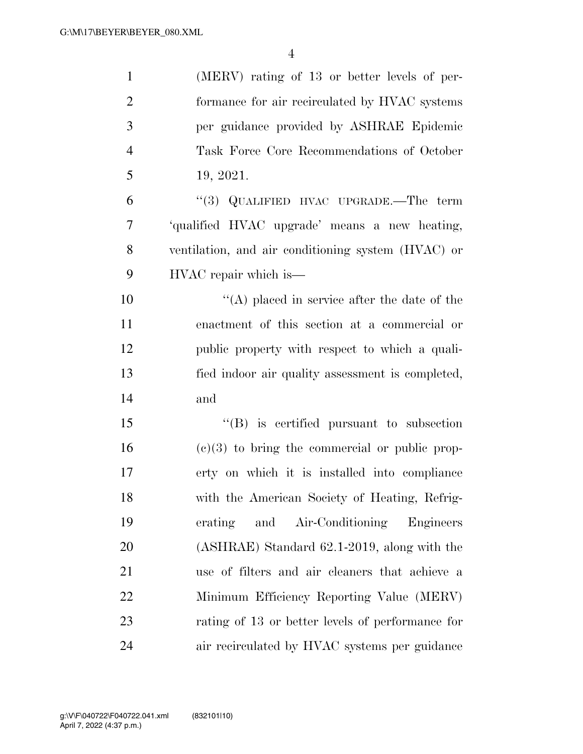(MERV) rating of 13 or better levels of performance for air recirculated by HVAC systems per guidance provided by ASHRAE Epidemic Task Force Core Recommendations of October 19, 2021.

"(3) QUALIFIED HVAC UPGRADE.—The term 'qualified HVAC upgrade' means a new heating, ventilation, and air conditioning system (HVAC) or HVAC repair which is—

"(A) placed in service after the date of the enactment of this section at a commercial or public property with respect to which a qualified indoor air quality assessment is completed, and

"(B) is certified pursuant to subsection (c)(3) to bring the commercial or public property on which it is installed into compliance with the American Society of Heating, Refrigerating and Air-Conditioning Engineers (ASHRAE) Standard 62.1-2019, along with the use of filters and air cleaners that achieve a Minimum Efficiency Reporting Value (MERV) rating of 13 or better levels of performance for air recirculated by HVAC systems per guidance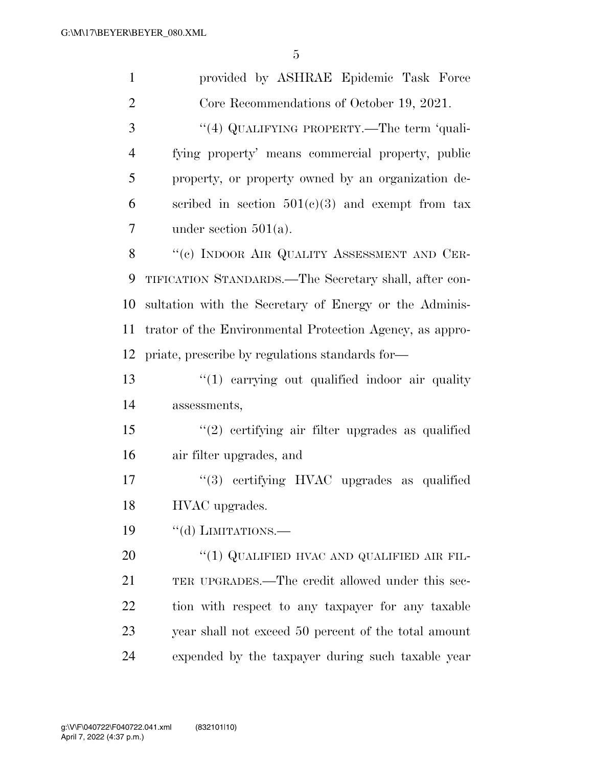provided by ASHRAE Epidemic Task Force Core Recommendations of October 19, 2021.

"(4) QUALIFYING PROPERTY.—The term 'qualifying property' means commercial property, public property, or property owned by an organization described in section 501(c)(3) and exempt from tax under section 501(a).

"(c) INDOOR AIR QUALITY ASSESSMENT AND CERTIFICATION STANDARDS.—The Secretary shall, after consultation with the Secretary of Energy or the Administrator of the Environmental Protection Agency, as appropriate, prescribe by regulations standards for—

"(1) carrying out qualified indoor air quality assessments,

"(2) certifying air filter upgrades as qualified air filter upgrades, and

"(3) certifying HVAC upgrades as qualified HVAC upgrades.

"(d) LIMITATIONS.—

"(1) QUALIFIED HVAC AND QUALIFIED AIR FILTER UPGRADES.—The credit allowed under this section with respect to any taxpayer for any taxable year shall not exceed 50 percent of the total amount expended by the taxpayer during such taxable year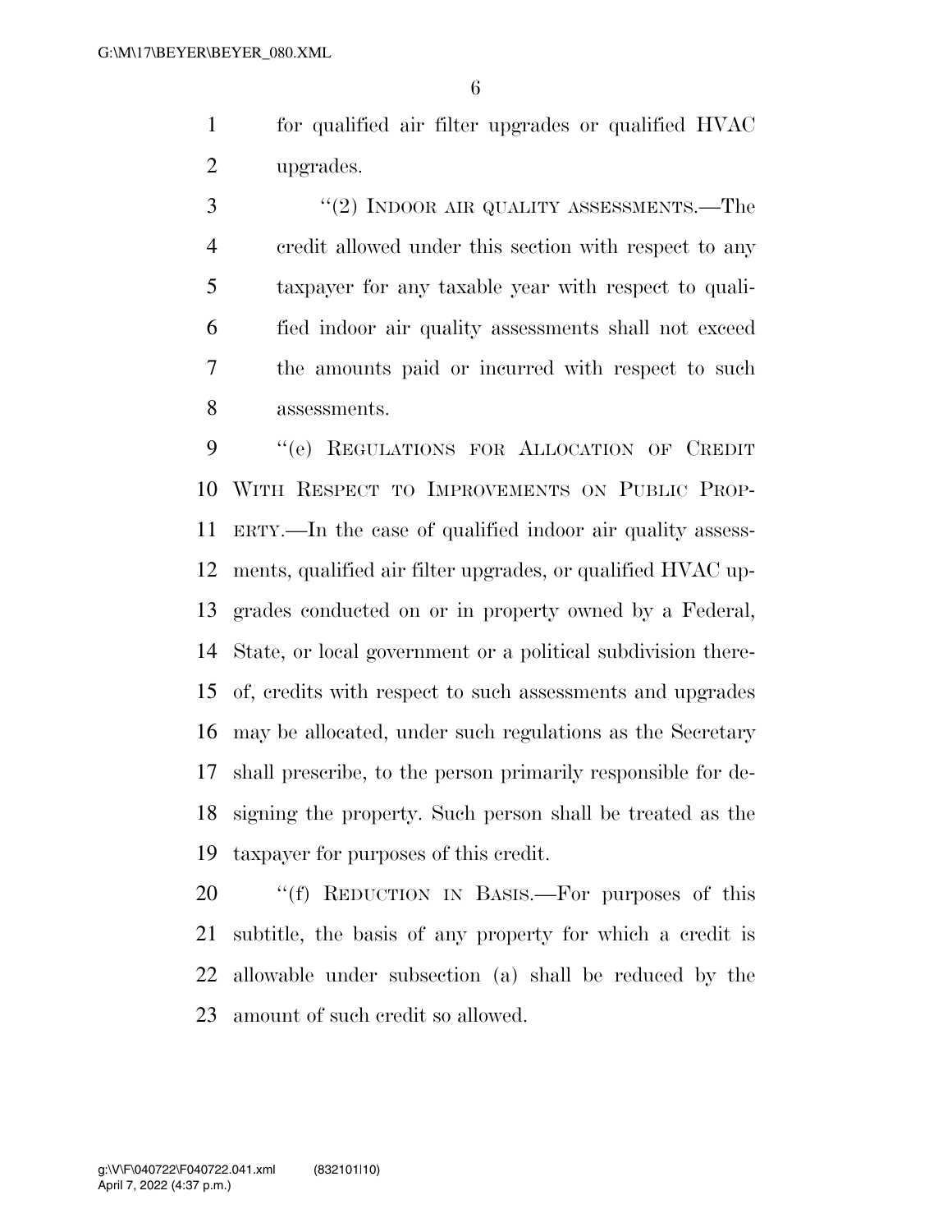for qualified air filter upgrades or qualified HVAC upgrades.

"(2) INDOOR AIR QUALITY ASSESSMENTS.—The credit allowed under this section with respect to any taxpayer for any taxable year with respect to qualified indoor air quality assessments shall not exceed the amounts paid or incurred with respect to such assessments.

"(e) REGULATIONS FOR ALLOCATION OF CREDIT WITH RESPECT TO IMPROVEMENTS ON PUBLIC PROPERTY.—In the case of qualified indoor air quality assessments, qualified air filter upgrades, or qualified HVAC upgrades conducted on or in property owned by a Federal, State, or local government or a political subdivision thereof, credits with respect to such assessments and upgrades may be allocated, under such regulations as the Secretary shall prescribe, to the person primarily responsible for designing the property. Such person shall be treated as the taxpayer for purposes of this credit.

"(f) REDUCTION IN BASIS.—For purposes of this subtitle, the basis of any property for which a credit is allowable under subsection (a) shall be reduced by the amount of such credit so allowed.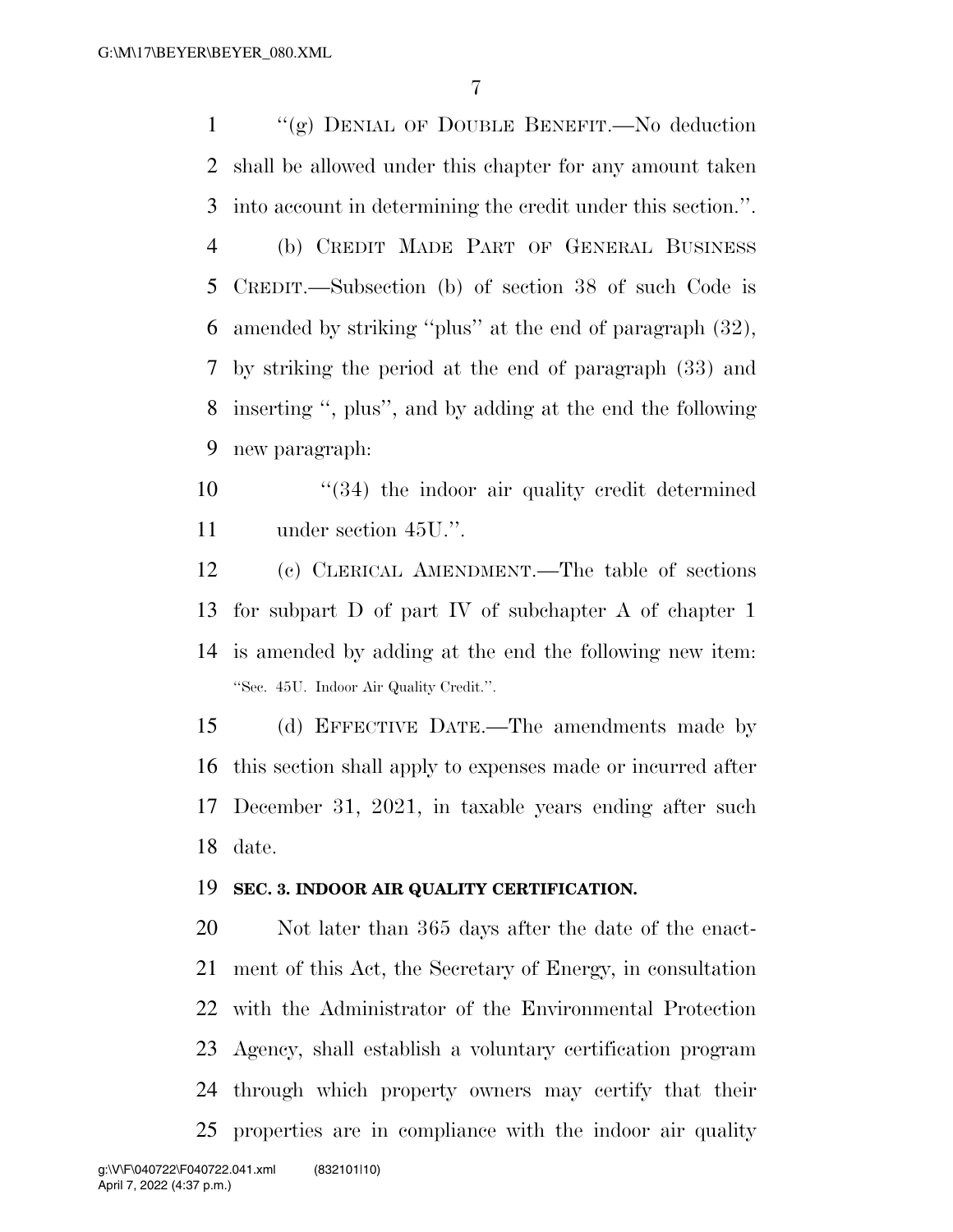"(g) DENIAL OF DOUBLE BENEFIT.—No deduction shall be allowed under this chapter for any amount taken into account in determining the credit under this section.".

(b) CREDIT MADE PART OF GENERAL BUSINESS CREDIT.—Subsection (b) of section 38 of such Code is amended by striking "plus" at the end of paragraph (32), by striking the period at the end of paragraph (33) and inserting ", plus", and by adding at the end the following new paragraph:

"(34) the indoor air quality credit determined under section 45U.".

(c) CLERICAL AMENDMENT.—The table of sections for subpart D of part IV of subchapter A of chapter 1 is amended by adding at the end the following new item:

"Sec. 45U. Indoor Air Quality Credit.".

(d) EFFECTIVE DATE.—The amendments made by this section shall apply to expenses made or incurred after December 31, 2021, in taxable years ending after such date.

**SEC. 3. INDOOR AIR QUALITY CERTIFICATION.**

Not later than 365 days after the date of the enactment of this Act, the Secretary of Energy, in consultation with the Administrator of the Environmental Protection Agency, shall establish a voluntary certification program through which property owners may certify that their properties are in compliance with the indoor air quality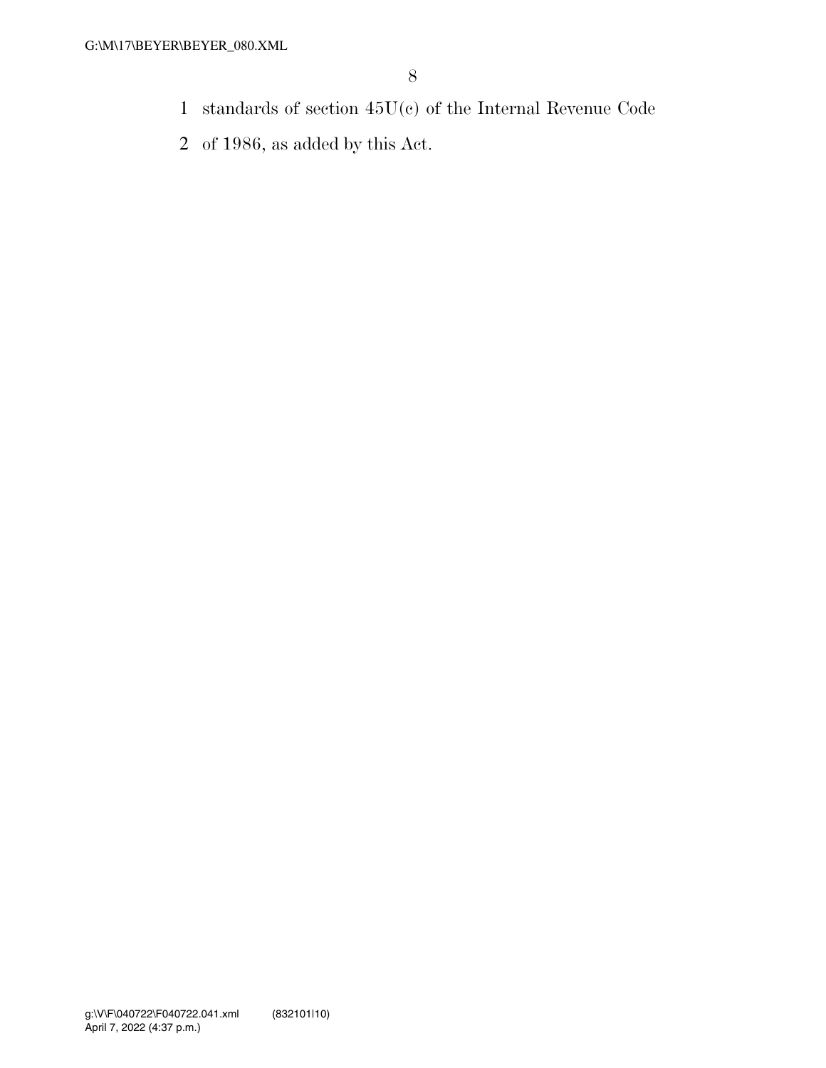standards of section 45U(c) of the Internal Revenue Code of 1986, as added by this Act.